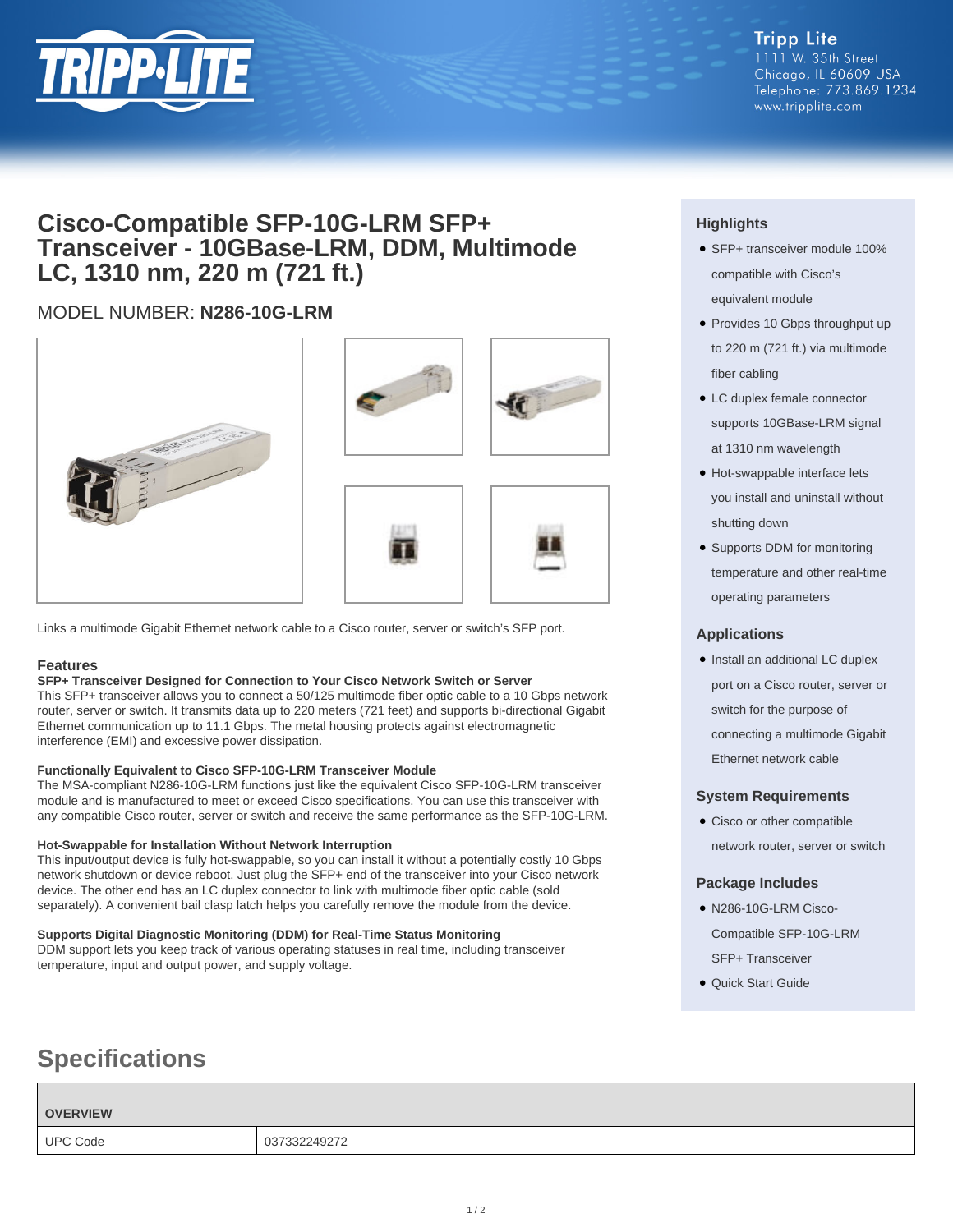Tripp Lite
1111 W. 35th Street
Chicago, IL 60609 USA
Telephone: 773.869.1234
www.tripplite.com

# Cisco-Compatible SFP-10G-LRM SFP+ Transceiver - 10GBase-LRM, DDM, Multimode LC, 1310 nm, 220 m (721 ft.)

MODEL NUMBER: **N286-10G-LRM**

Links a multimode Gigabit Ethernet network cable to a Cisco router, server or switch's SFP port.

## Features

**SFP+ Transceiver Designed for Connection to Your Cisco Network Switch or Server**
This SFP+ transceiver allows you to connect a 50/125 multimode fiber optic cable to a 10 Gbps network router, server or switch. It transmits data up to 220 meters (721 feet) and supports bi-directional Gigabit Ethernet communication up to 11.1 Gbps. The metal housing protects against electromagnetic interference (EMI) and excessive power dissipation.

**Functionally Equivalent to Cisco SFP-10G-LRM Transceiver Module**
The MSA-compliant N286-10G-LRM functions just like the equivalent Cisco SFP-10G-LRM transceiver module and is manufactured to meet or exceed Cisco specifications. You can use this transceiver with any compatible Cisco router, server or switch and receive the same performance as the SFP-10G-LRM.

**Hot-Swappable for Installation Without Network Interruption**
This input/output device is fully hot-swappable, so you can install it without a potentially costly 10 Gbps network shutdown or device reboot. Just plug the SFP+ end of the transceiver into your Cisco network device. The other end has an LC duplex connector to link with multimode fiber optic cable (sold separately). A convenient bail clasp latch helps you carefully remove the module from the device.

**Supports Digital Diagnostic Monitoring (DDM) for Real-Time Status Monitoring**
DDM support lets you keep track of various operating statuses in real time, including transceiver temperature, input and output power, and supply voltage.

## Highlights

- SFP+ transceiver module 100% compatible with Cisco's equivalent module
- Provides 10 Gbps throughput up to 220 m (721 ft.) via multimode fiber cabling
- LC duplex female connector supports 10GBase-LRM signal at 1310 nm wavelength
- Hot-swappable interface lets you install and uninstall without shutting down
- Supports DDM for monitoring temperature and other real-time operating parameters

## Applications

- Install an additional LC duplex port on a Cisco router, server or switch for the purpose of connecting a multimode Gigabit Ethernet network cable

## System Requirements

- Cisco or other compatible network router, server or switch

## Package Includes

- N286-10G-LRM Cisco-Compatible SFP-10G-LRM SFP+ Transceiver
- Quick Start Guide

# Specifications

| OVERVIEW | |
|---|---|
| UPC Code | 037332249272 |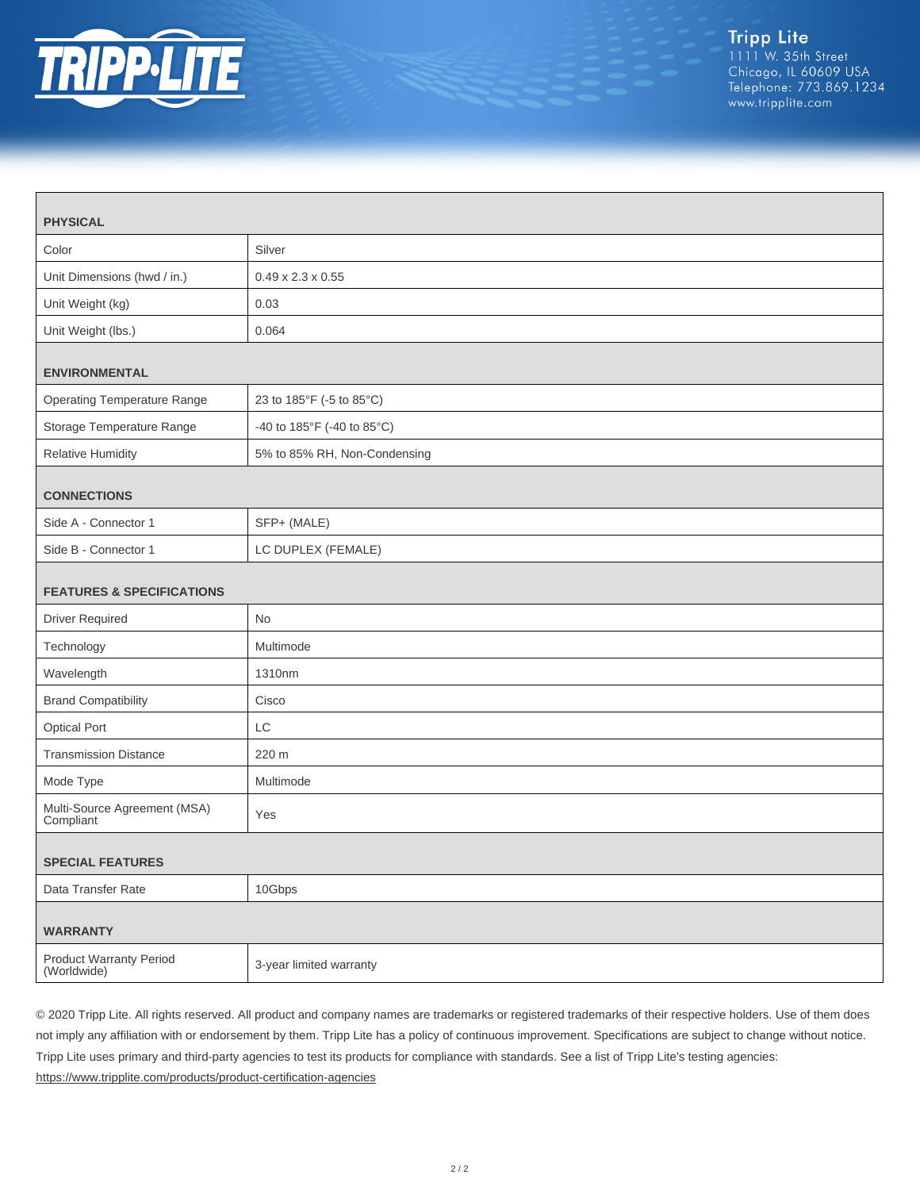Tripp Lite
1111 W. 35th Street
Chicago, IL 60609 USA
Telephone: 773.869.1234
www.tripplite.com

| | |
|---|---|
| **PHYSICAL** | |
| Color | Silver |
| Unit Dimensions (hwd / in.) | 0.49 x 2.3 x 0.55 |
| Unit Weight (kg) | 0.03 |
| Unit Weight (lbs.) | 0.064 |
| **ENVIRONMENTAL** | |
| Operating Temperature Range | 23 to 185°F (-5 to 85°C) |
| Storage Temperature Range | -40 to 185°F (-40 to 85°C) |
| Relative Humidity | 5% to 85% RH, Non-Condensing |
| **CONNECTIONS** | |
| Side A - Connector 1 | SFP+ (MALE) |
| Side B - Connector 1 | LC DUPLEX (FEMALE) |
| **FEATURES & SPECIFICATIONS** | |
| Driver Required | No |
| Technology | Multimode |
| Wavelength | 1310nm |
| Brand Compatibility | Cisco |
| Optical Port | LC |
| Transmission Distance | 220 m |
| Mode Type | Multimode |
| Multi-Source Agreement (MSA) Compliant | Yes |
| **SPECIAL FEATURES** | |
| Data Transfer Rate | 10Gbps |
| **WARRANTY** | |
| Product Warranty Period (Worldwide) | 3-year limited warranty |

© 2020 Tripp Lite. All rights reserved. All product and company names are trademarks or registered trademarks of their respective holders. Use of them does not imply any affiliation with or endorsement by them. Tripp Lite has a policy of continuous improvement. Specifications are subject to change without notice. Tripp Lite uses primary and third-party agencies to test its products for compliance with standards. See a list of Tripp Lite's testing agencies: https://www.tripplite.com/products/product-certification-agencies